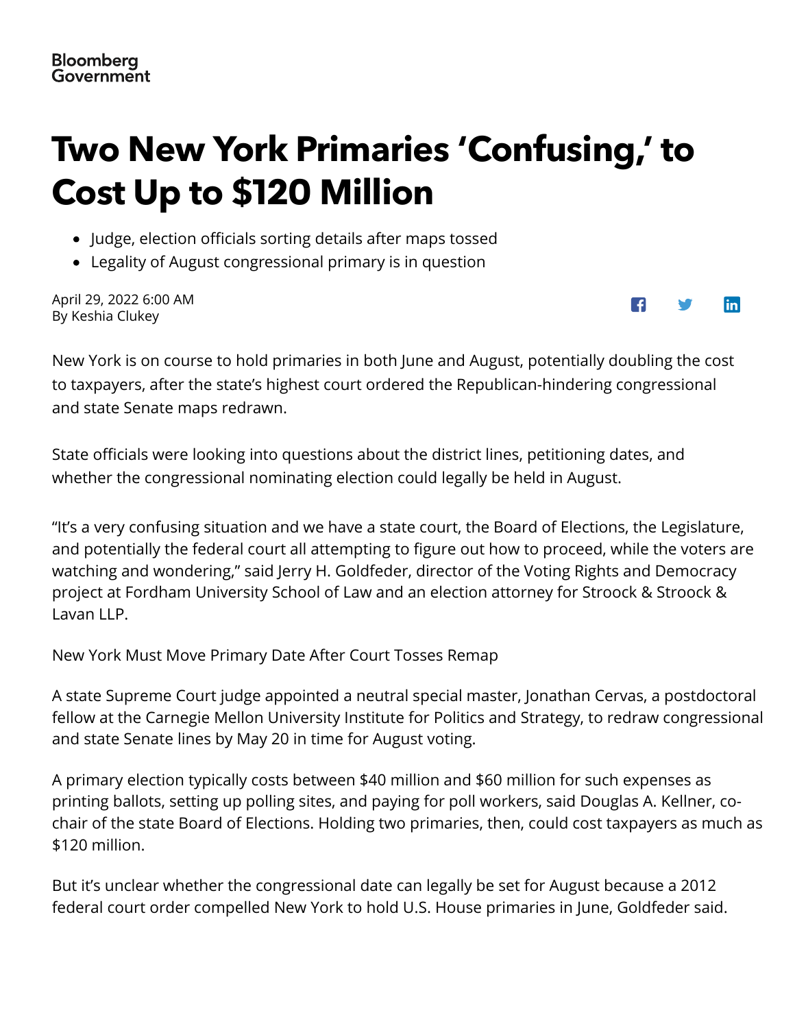Bloomberg Government

# Two New York Primaries 'Confusing,' to Cost Up to $120 Million

- Judge, election officials sorting details after maps tossed
- Legality of August congressional primary is in question

April 29, 2022 6:00 AM
By Keshia Clukey

New York is on course to hold primaries in both June and August, potentially doubling the cost to taxpayers, after the state's highest court ordered the Republican-hindering congressional and state Senate maps redrawn.

State officials were looking into questions about the district lines, petitioning dates, and whether the congressional nominating election could legally be held in August.

"It's a very confusing situation and we have a state court, the Board of Elections, the Legislature, and potentially the federal court all attempting to figure out how to proceed, while the voters are watching and wondering," said Jerry H. Goldfeder, director of the Voting Rights and Democracy project at Fordham University School of Law and an election attorney for Stroock & Stroock & Lavan LLP.

New York Must Move Primary Date After Court Tosses Remap

A state Supreme Court judge appointed a neutral special master, Jonathan Cervas, a postdoctoral fellow at the Carnegie Mellon University Institute for Politics and Strategy, to redraw congressional and state Senate lines by May 20 in time for August voting.

A primary election typically costs between $40 million and $60 million for such expenses as printing ballots, setting up polling sites, and paying for poll workers, said Douglas A. Kellner, co-chair of the state Board of Elections. Holding two primaries, then, could cost taxpayers as much as $120 million.

But it's unclear whether the congressional date can legally be set for August because a 2012 federal court order compelled New York to hold U.S. House primaries in June, Goldfeder said.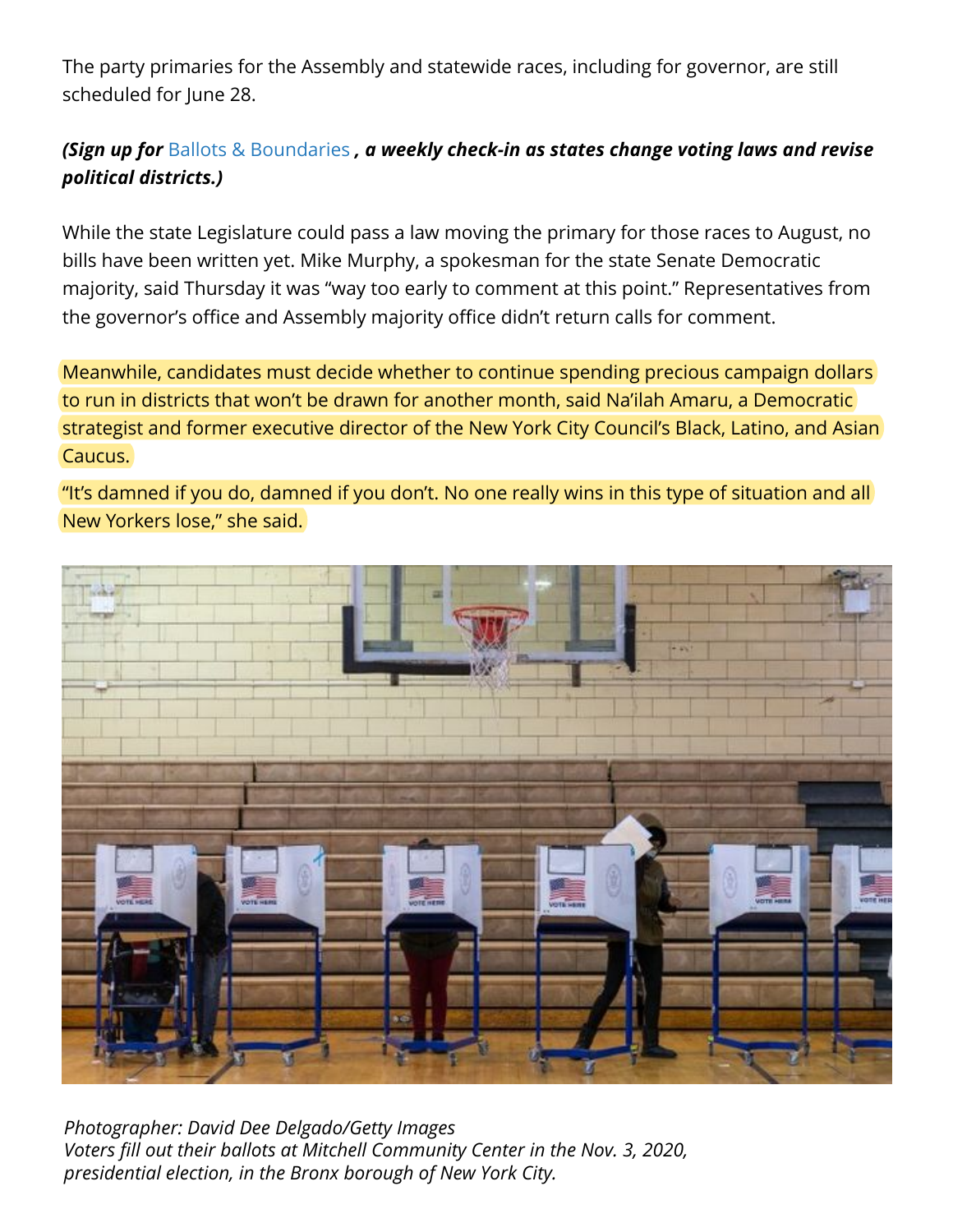The party primaries for the Assembly and statewide races, including for governor, are still scheduled for June 28.

***(Sign up for** Ballots & Boundaries **, a weekly check-in as states change voting laws and revise political districts.)***

While the state Legislature could pass a law moving the primary for those races to August, no bills have been written yet. Mike Murphy, a spokesman for the state Senate Democratic majority, said Thursday it was "way too early to comment at this point." Representatives from the governor's office and Assembly majority office didn't return calls for comment.

Meanwhile, candidates must decide whether to continue spending precious campaign dollars to run in districts that won't be drawn for another month, said Na'ilah Amaru, a Democratic strategist and former executive director of the New York City Council's Black, Latino, and Asian Caucus.

"It's damned if you do, damned if you don't. No one really wins in this type of situation and all New Yorkers lose," she said.

*Photographer: David Dee Delgado/Getty Images*
*Voters fill out their ballots at Mitchell Community Center in the Nov. 3, 2020, presidential election, in the Bronx borough of New York City.*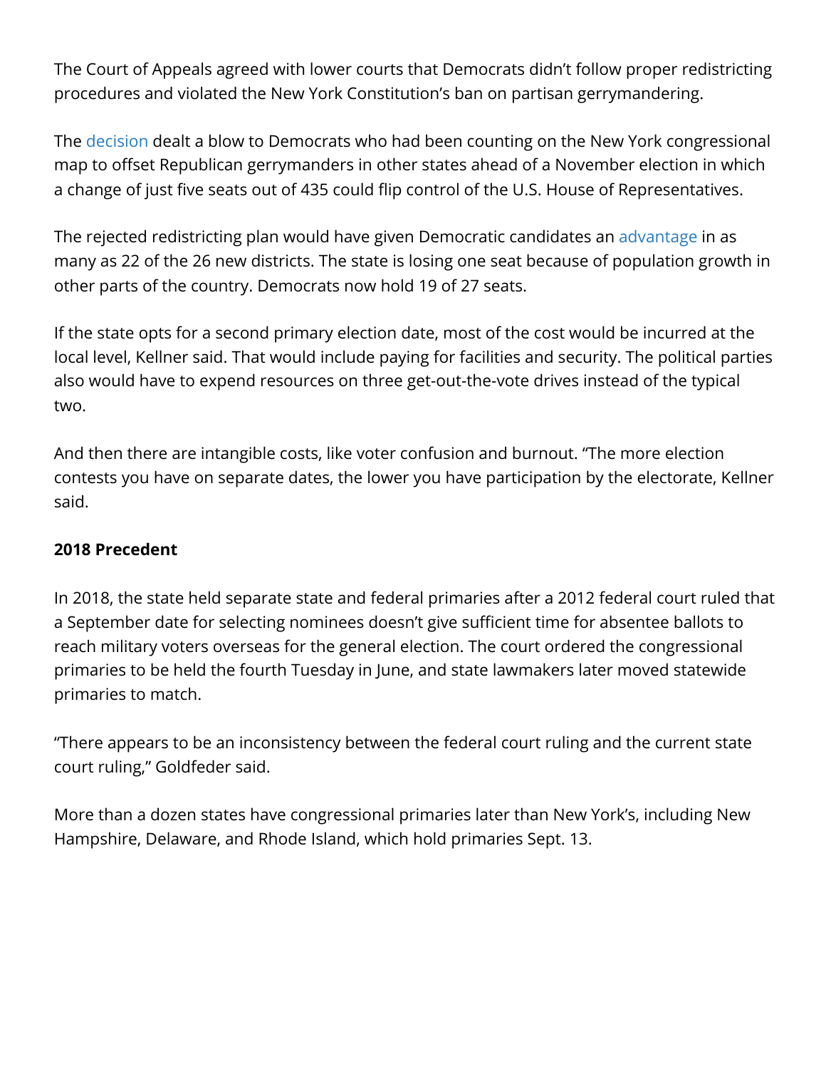The Court of Appeals agreed with lower courts that Democrats didn't follow proper redistricting procedures and violated the New York Constitution's ban on partisan gerrymandering.

The decision dealt a blow to Democrats who had been counting on the New York congressional map to offset Republican gerrymanders in other states ahead of a November election in which a change of just five seats out of 435 could flip control of the U.S. House of Representatives.

The rejected redistricting plan would have given Democratic candidates an advantage in as many as 22 of the 26 new districts. The state is losing one seat because of population growth in other parts of the country. Democrats now hold 19 of 27 seats.

If the state opts for a second primary election date, most of the cost would be incurred at the local level, Kellner said. That would include paying for facilities and security. The political parties also would have to expend resources on three get-out-the-vote drives instead of the typical two.

And then there are intangible costs, like voter confusion and burnout. "The more election contests you have on separate dates, the lower you have participation by the electorate, Kellner said.

**2018 Precedent**

In 2018, the state held separate state and federal primaries after a 2012 federal court ruled that a September date for selecting nominees doesn't give sufficient time for absentee ballots to reach military voters overseas for the general election. The court ordered the congressional primaries to be held the fourth Tuesday in June, and state lawmakers later moved statewide primaries to match.

"There appears to be an inconsistency between the federal court ruling and the current state court ruling," Goldfeder said.

More than a dozen states have congressional primaries later than New York's, including New Hampshire, Delaware, and Rhode Island, which hold primaries Sept. 13.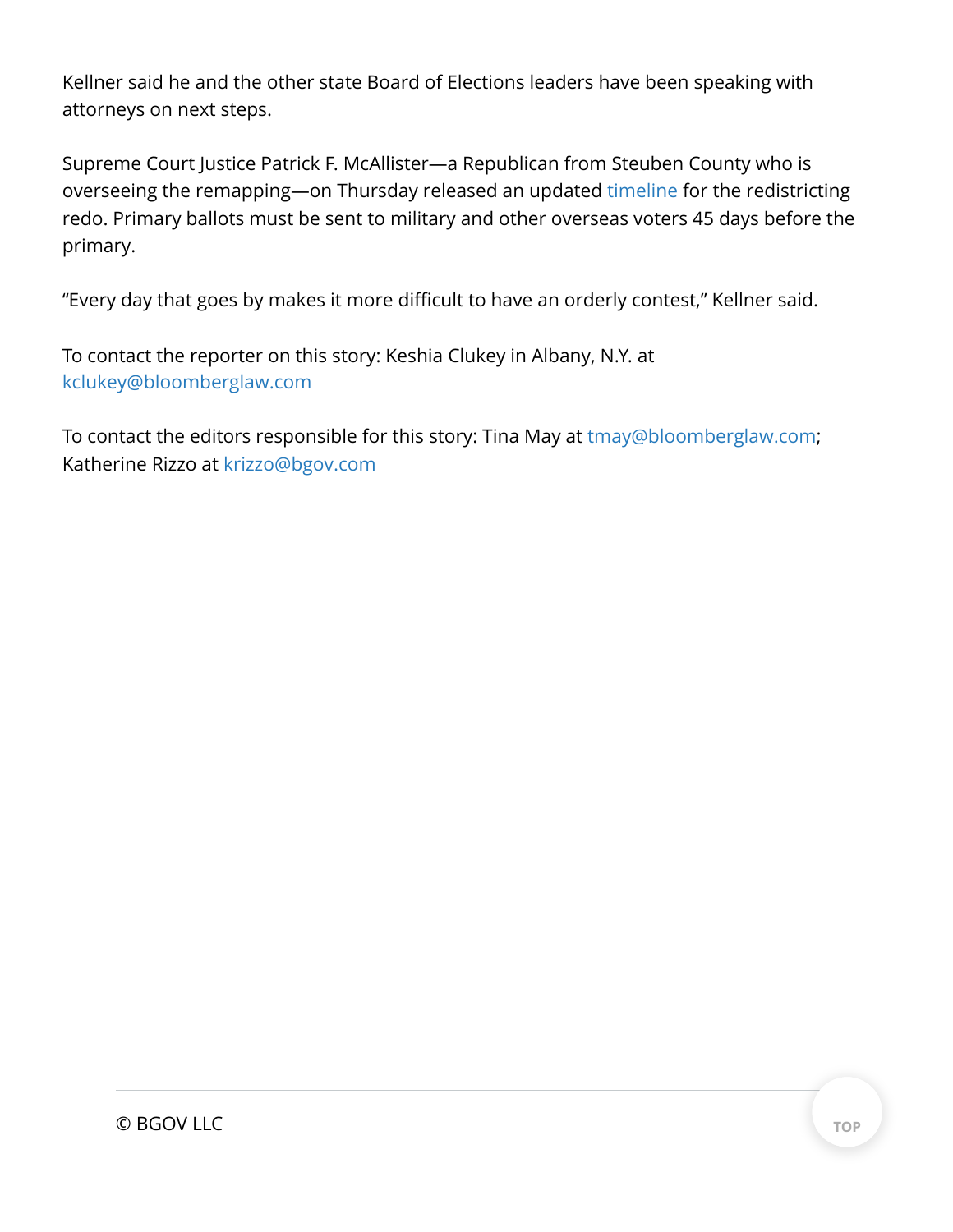Kellner said he and the other state Board of Elections leaders have been speaking with attorneys on next steps.

Supreme Court Justice Patrick F. McAllister—a Republican from Steuben County who is overseeing the remapping—on Thursday released an updated timeline for the redistricting redo. Primary ballots must be sent to military and other overseas voters 45 days before the primary.

"Every day that goes by makes it more difficult to have an orderly contest," Kellner said.

To contact the reporter on this story: Keshia Clukey in Albany, N.Y. at kclukey@bloomberglaw.com

To contact the editors responsible for this story: Tina May at tmay@bloomberglaw.com; Katherine Rizzo at krizzo@bgov.com

© BGOV LLC